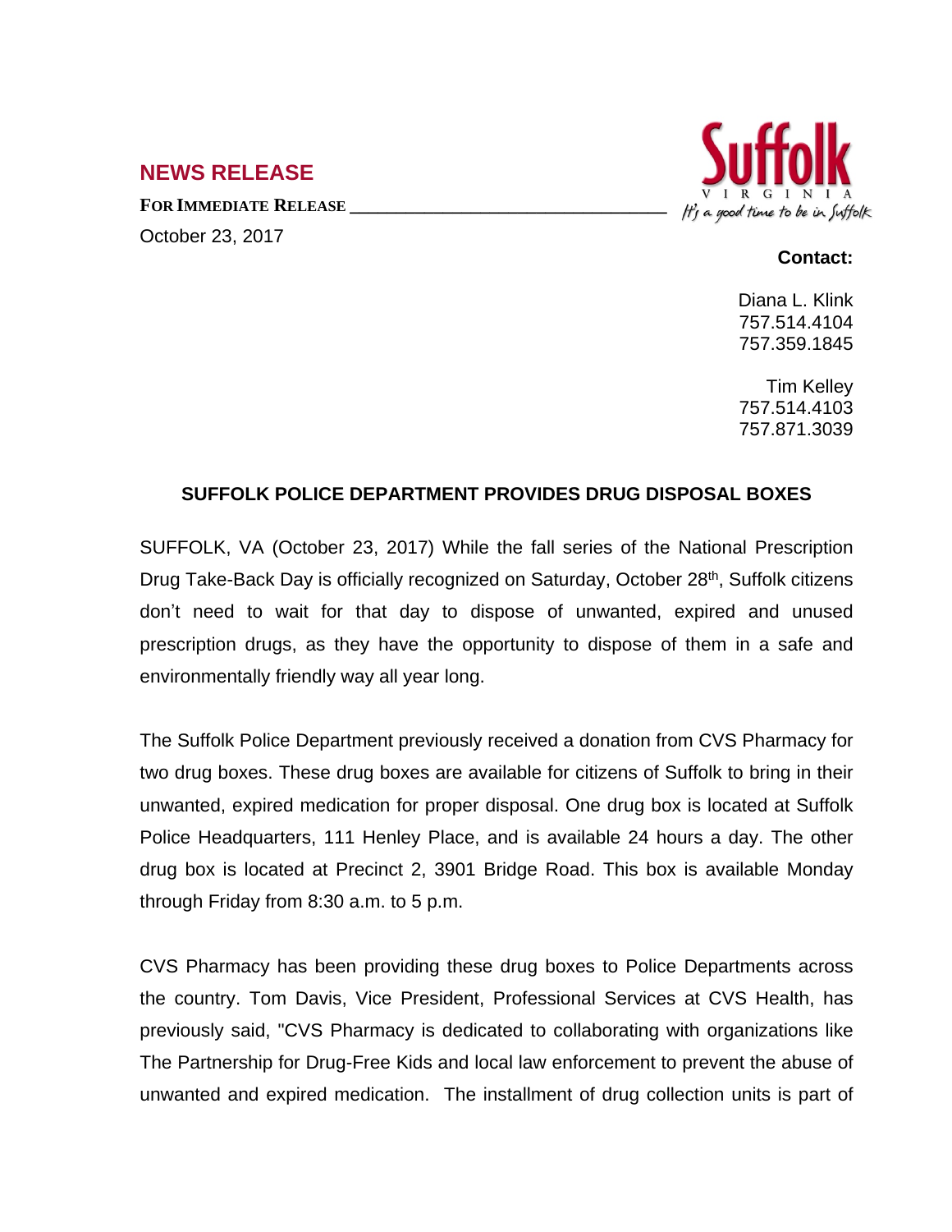## NEWS RELEASE

**FOR IMMEDIATE RELEASE**

October 23, 2017

Suffolk
VIRGINIA
*It's a good time to be in Suffolk*

**Contact:**

Diana L. Klink
757.514.4104
757.359.1845

Tim Kelley
757.514.4103
757.871.3039

### SUFFOLK POLICE DEPARTMENT PROVIDES DRUG DISPOSAL BOXES

SUFFOLK, VA (October 23, 2017) While the fall series of the National Prescription Drug Take-Back Day is officially recognized on Saturday, October 28th, Suffolk citizens don't need to wait for that day to dispose of unwanted, expired and unused prescription drugs, as they have the opportunity to dispose of them in a safe and environmentally friendly way all year long.

The Suffolk Police Department previously received a donation from CVS Pharmacy for two drug boxes. These drug boxes are available for citizens of Suffolk to bring in their unwanted, expired medication for proper disposal. One drug box is located at Suffolk Police Headquarters, 111 Henley Place, and is available 24 hours a day. The other drug box is located at Precinct 2, 3901 Bridge Road. This box is available Monday through Friday from 8:30 a.m. to 5 p.m.

CVS Pharmacy has been providing these drug boxes to Police Departments across the country. Tom Davis, Vice President, Professional Services at CVS Health, has previously said, "CVS Pharmacy is dedicated to collaborating with organizations like The Partnership for Drug-Free Kids and local law enforcement to prevent the abuse of unwanted and expired medication. The installment of drug collection units is part of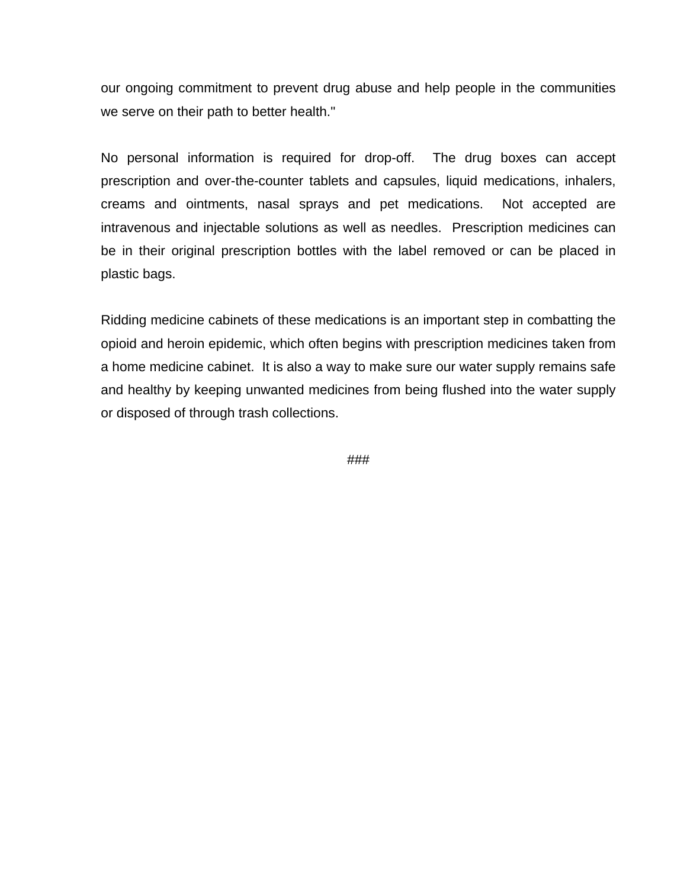our ongoing commitment to prevent drug abuse and help people in the communities we serve on their path to better health."

No personal information is required for drop-off.  The drug boxes can accept prescription and over-the-counter tablets and capsules, liquid medications, inhalers, creams and ointments, nasal sprays and pet medications.  Not accepted are intravenous and injectable solutions as well as needles.  Prescription medicines can be in their original prescription bottles with the label removed or can be placed in plastic bags.

Ridding medicine cabinets of these medications is an important step in combatting the opioid and heroin epidemic, which often begins with prescription medicines taken from a home medicine cabinet.  It is also a way to make sure our water supply remains safe and healthy by keeping unwanted medicines from being flushed into the water supply or disposed of through trash collections.

###